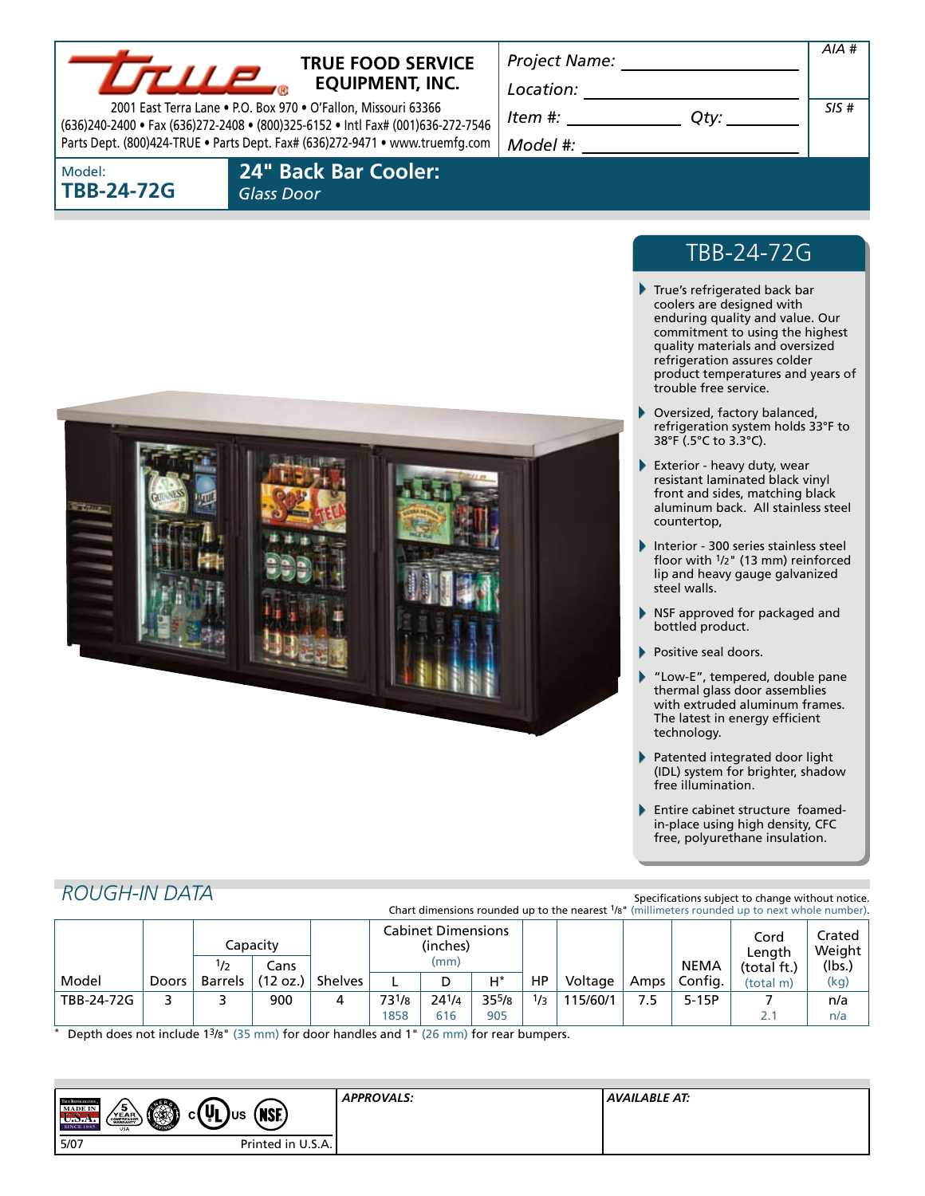# TRUE FOOD SERVICE EQUIPMENT, INC.

2001 East Terra Lane • P.O. Box 970 • O'Fallon, Missouri 63366
(636)240-2400 • Fax (636)272-2408 • (800)325-6152 • Intl Fax# (001)636-272-7546
Parts Dept. (800)424-TRUE • Parts Dept. Fax# (636)272-9471 • www.truemfg.com

*Project Name:* ______________________

*Location:* ______________________

*Item #:* ____________ *Qty:* ________

*Model #:* ______________________

*AIA #*

*SIS #*

Model:
**TBB-24-72G**

## 24" Back Bar Cooler:
*Glass Door*

## TBB-24-72G

- True's refrigerated back bar coolers are designed with enduring quality and value. Our commitment to using the highest quality materials and oversized refrigeration assures colder product temperatures and years of trouble free service.
- Oversized, factory balanced, refrigeration system holds 33°F to 38°F (.5°C to 3.3°C).
- Exterior - heavy duty, wear resistant laminated black vinyl front and sides, matching black aluminum back. All stainless steel countertop,
- Interior - 300 series stainless steel floor with 1/2" (13 mm) reinforced lip and heavy gauge galvanized steel walls.
- NSF approved for packaged and bottled product.
- Positive seal doors.
- "Low-E", tempered, double pane thermal glass door assemblies with extruded aluminum frames. The latest in energy efficient technology.
- Patented integrated door light (IDL) system for brighter, shadow free illumination.
- Entire cabinet structure foamed-in-place using high density, CFC free, polyurethane insulation.

## *ROUGH-IN DATA*

Specifications subject to change without notice.
Chart dimensions rounded up to the nearest 1/8" (millimeters rounded up to next whole number).

| Model | Doors | Capacity | | Shelves | Cabinet Dimensions (inches) (mm) | | | HP | Voltage | Amps | NEMA Config. | Cord Length (total ft.) (total m) | Crated Weight (lbs.) (kg) |
|---|---|---|---|---|---|---|---|---|---|---|---|---|---|
| | | 1/2 Barrels | Cans (12 oz.) | | L | D | H* | | | | | | |
| TBB-24-72G | 3 | 3 | 900 | 4 | 73 1/8 1858 | 24 1/4 616 | 35 5/8 905 | 1/3 | 115/60/1 | 7.5 | 5-15P | 7 2.1 | n/a n/a |

\* Depth does not include 1 3/8" (35 mm) for door handles and 1" (26 mm) for rear bumpers.

*APPROVALS:*

*AVAILABLE AT:*

5/07 Printed in U.S.A.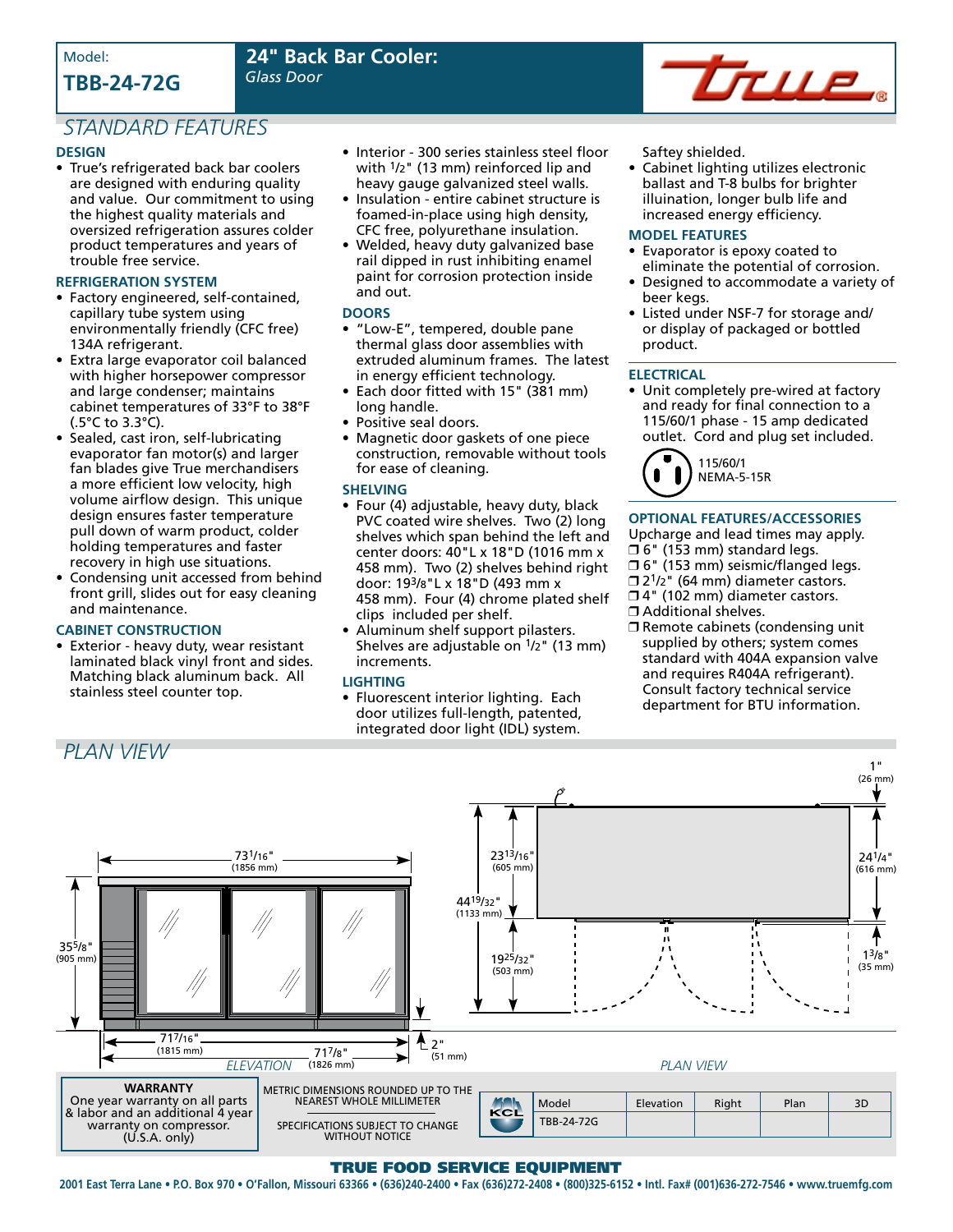Model:

**TBB-24-72G**

# 24" Back Bar Cooler:

*Glass Door*

## STANDARD FEATURES

### DESIGN

- True's refrigerated back bar coolers are designed with enduring quality and value. Our commitment to using the highest quality materials and oversized refrigeration assures colder product temperatures and years of trouble free service.

### REFRIGERATION SYSTEM

- Factory engineered, self-contained, capillary tube system using environmentally friendly (CFC free) 134A refrigerant.
- Extra large evaporator coil balanced with higher horsepower compressor and large condenser; maintains cabinet temperatures of 33°F to 38°F (.5°C to 3.3°C).
- Sealed, cast iron, self-lubricating evaporator fan motor(s) and larger fan blades give True merchandisers a more efficient low velocity, high volume airflow design. This unique design ensures faster temperature pull down of warm product, colder holding temperatures and faster recovery in high use situations.
- Condensing unit accessed from behind front grill, slides out for easy cleaning and maintenance.

### CABINET CONSTRUCTION

- Exterior - heavy duty, wear resistant laminated black vinyl front and sides. Matching black aluminum back. All stainless steel counter top.
- Interior - 300 series stainless steel floor with 1/2" (13 mm) reinforced lip and heavy gauge galvanized steel walls.
- Insulation - entire cabinet structure is foamed-in-place using high density, CFC free, polyurethane insulation.
- Welded, heavy duty galvanized base rail dipped in rust inhibiting enamel paint for corrosion protection inside and out.

### DOORS

- "Low-E", tempered, double pane thermal glass door assemblies with extruded aluminum frames. The latest in energy efficient technology.
- Each door fitted with 15" (381 mm) long handle.
- Positive seal doors.
- Magnetic door gaskets of one piece construction, removable without tools for ease of cleaning.

### SHELVING

- Four (4) adjustable, heavy duty, black PVC coated wire shelves. Two (2) long shelves which span behind the left and center doors: 40"L x 18"D (1016 mm x 458 mm). Two (2) shelves behind right door: 19 3/8"L x 18"D (493 mm x 458 mm). Four (4) chrome plated shelf clips included per shelf.
- Aluminum shelf support pilasters. Shelves are adjustable on 1/2" (13 mm) increments.

### LIGHTING

- Fluorescent interior lighting. Each door utilizes full-length, patented, integrated door light (IDL) system. Saftey shielded.
- Cabinet lighting utilizes electronic ballast and T-8 bulbs for brighter illuination, longer bulb life and increased energy efficiency.

### MODEL FEATURES

- Evaporator is epoxy coated to eliminate the potential of corrosion.
- Designed to accommodate a variety of beer kegs.
- Listed under NSF-7 for storage and/ or display of packaged or bottled product.

### ELECTRICAL

- Unit completely pre-wired at factory and ready for final connection to a 115/60/1 phase - 15 amp dedicated outlet. Cord and plug set included.

115/60/1
NEMA-5-15R

### OPTIONAL FEATURES/ACCESSORIES

Upcharge and lead times may apply.

- ❒ 6" (153 mm) standard legs.
- ❒ 6" (153 mm) seismic/flanged legs.
- ❒ 2 1/2" (64 mm) diameter castors.
- ❒ 4" (102 mm) diameter castors.
- ❒ Additional shelves.
- ❒ Remote cabinets (condensing unit supplied by others; system comes standard with 404A expansion valve and requires R404A refrigerant). Consult factory technical service department for BTU information.

## PLAN VIEW

73 1/16" (1856 mm)
35 5/8" (905 mm)
71 7/16" (1815 mm)
71 7/8" (1826 mm)
2" (51 mm)
ELEVATION

23 13/16" (605 mm)
44 19/32" (1133 mm)
19 25/32" (503 mm)
1" (26 mm)
24 1/4" (616 mm)
1 3/8" (35 mm)
PLAN VIEW

**WARRANTY**
One year warranty on all parts & labor and an additional 4 year warranty on compressor. (U.S.A. only)

METRIC DIMENSIONS ROUNDED UP TO THE NEAREST WHOLE MILLIMETER

SPECIFICATIONS SUBJECT TO CHANGE WITHOUT NOTICE

KCL

| Model | Elevation | Right | Plan | 3D |
|---|---|---|---|---|
| TBB-24-72G | | | | |

**TRUE FOOD SERVICE EQUIPMENT**

2001 East Terra Lane • P.O. Box 970 • O'Fallon, Missouri 63366 • (636)240-2400 • Fax (636)272-2408 • (800)325-6152 • Intl. Fax# (001)636-272-7546 • www.truemfg.com